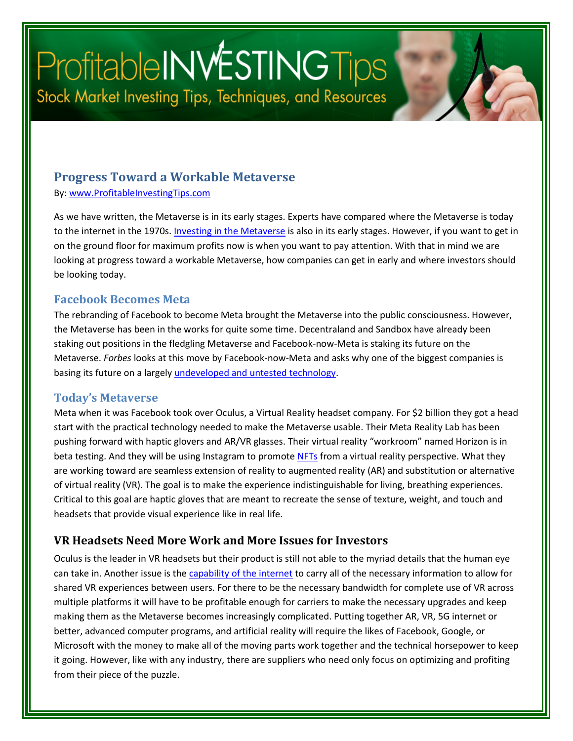# ProfitableINVESTINGTips

Stock Market Investing Tips, Techniques, and Resources

## Progress Toward a Workable Metaverse

By: www.ProfitableInvestingTips.com

As we have written, the Metaverse is in its early stages. Experts have compared where the Metaverse is today to the internet in the 1970s. Investing in the Metaverse is also in its early stages. However, if you want to get in on the ground floor for maximum profits now is when you want to pay attention. With that in mind we are looking at progress toward a workable Metaverse, how companies can get in early and where investors should be looking today.

### Facebook Becomes Meta

The rebranding of Facebook to become Meta brought the Metaverse into the public consciousness. However, the Metaverse has been in the works for quite some time. Decentraland and Sandbox have already been staking out positions in the fledgling Metaverse and Facebook-now-Meta is staking its future on the Metaverse. *Forbes* looks at this move by Facebook-now-Meta and asks why one of the biggest companies is basing its future on a largely undeveloped and untested technology.

### Today's Metaverse

Meta when it was Facebook took over Oculus, a Virtual Reality headset company. For $2 billion they got a head start with the practical technology needed to make the Metaverse usable. Their Meta Reality Lab has been pushing forward with haptic glovers and AR/VR glasses. Their virtual reality "workroom" named Horizon is in beta testing. And they will be using Instagram to promote NFTs from a virtual reality perspective. What they are working toward are seamless extension of reality to augmented reality (AR) and substitution or alternative of virtual reality (VR). The goal is to make the experience indistinguishable for living, breathing experiences. Critical to this goal are haptic gloves that are meant to recreate the sense of texture, weight, and touch and headsets that provide visual experience like in real life.

### VR Headsets Need More Work and More Issues for Investors

Oculus is the leader in VR headsets but their product is still not able to the myriad details that the human eye can take in. Another issue is the capability of the internet to carry all of the necessary information to allow for shared VR experiences between users. For there to be the necessary bandwidth for complete use of VR across multiple platforms it will have to be profitable enough for carriers to make the necessary upgrades and keep making them as the Metaverse becomes increasingly complicated. Putting together AR, VR, 5G internet or better, advanced computer programs, and artificial reality will require the likes of Facebook, Google, or Microsoft with the money to make all of the moving parts work together and the technical horsepower to keep it going. However, like with any industry, there are suppliers who need only focus on optimizing and profiting from their piece of the puzzle.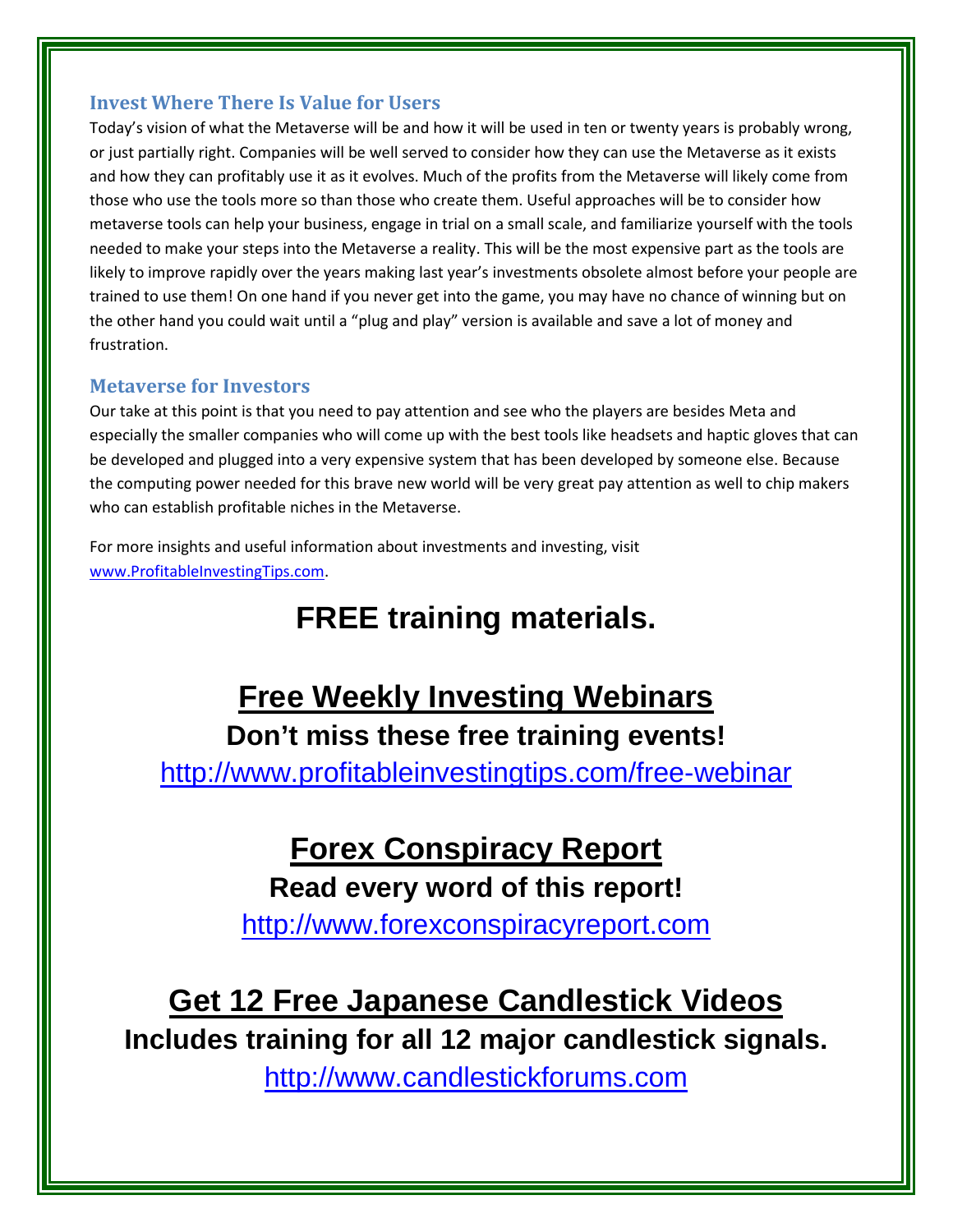### Invest Where There Is Value for Users

Today's vision of what the Metaverse will be and how it will be used in ten or twenty years is probably wrong, or just partially right. Companies will be well served to consider how they can use the Metaverse as it exists and how they can profitably use it as it evolves. Much of the profits from the Metaverse will likely come from those who use the tools more so than those who create them. Useful approaches will be to consider how metaverse tools can help your business, engage in trial on a small scale, and familiarize yourself with the tools needed to make your steps into the Metaverse a reality. This will be the most expensive part as the tools are likely to improve rapidly over the years making last year's investments obsolete almost before your people are trained to use them! On one hand if you never get into the game, you may have no chance of winning but on the other hand you could wait until a "plug and play" version is available and save a lot of money and frustration.

### Metaverse for Investors

Our take at this point is that you need to pay attention and see who the players are besides Meta and especially the smaller companies who will come up with the best tools like headsets and haptic gloves that can be developed and plugged into a very expensive system that has been developed by someone else. Because the computing power needed for this brave new world will be very great pay attention as well to chip makers who can establish profitable niches in the Metaverse.

For more insights and useful information about investments and investing, visit [www.ProfitableInvestingTips.com](http://www.ProfitableInvestingTips.com).

# FREE training materials.

## Free Weekly Investing Webinars

**Don't miss these free training events!**

http://www.profitableinvestingtips.com/free-webinar

## Forex Conspiracy Report

**Read every word of this report!**

http://www.forexconspiracyreport.com

## Get 12 Free Japanese Candlestick Videos

**Includes training for all 12 major candlestick signals.**

http://www.candlestickforums.com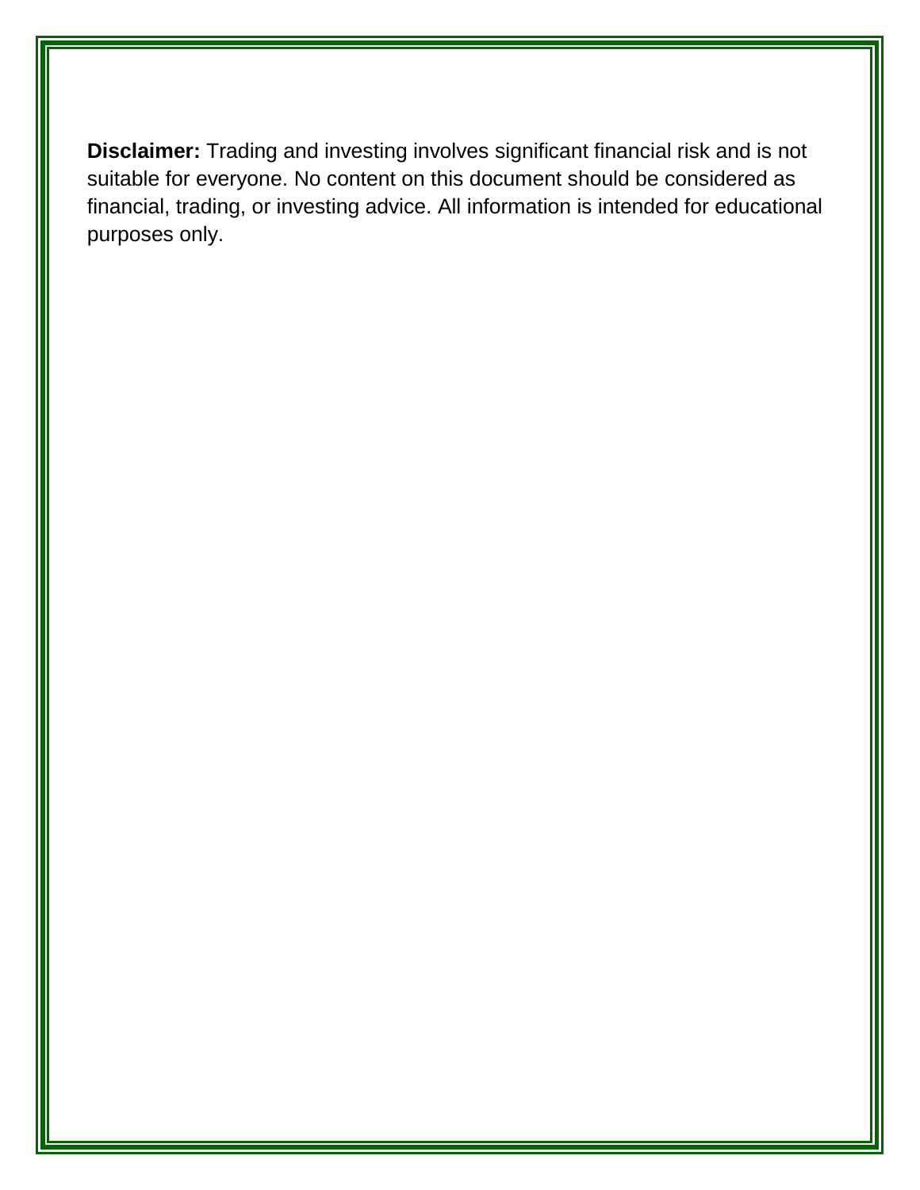**Disclaimer:** Trading and investing involves significant financial risk and is not suitable for everyone. No content on this document should be considered as financial, trading, or investing advice. All information is intended for educational purposes only.